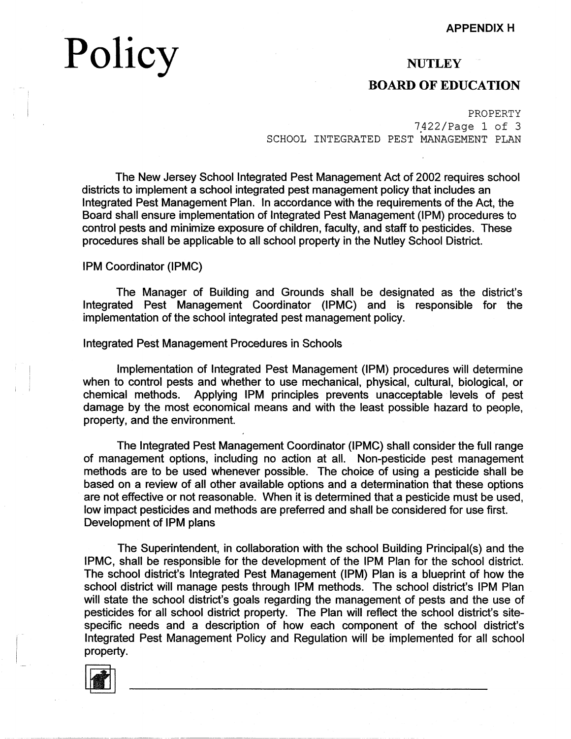APPENDIX H

# Policy

## NUTLEY

## BOARD OF EDUCATION

PROPERTY
7422
SCHOOL INTEGRATED PEST MANAGEMENT PLAN

The New Jersey School Integrated Pest Management Act of 2002 requires school districts to implement a school integrated pest management policy that includes an Integrated Pest Management Plan. In accordance with the requirements of the Act, the Board shall ensure implementation of Integrated Pest Management (IPM) procedures to control pests and minimize exposure of children, faculty, and staff to pesticides. These procedures shall be applicable to all school property in the Nutley School District.

IPM Coordinator (IPMC)

The Manager of Building and Grounds shall be designated as the district's Integrated Pest Management Coordinator (IPMC) and is responsible for the implementation of the school integrated pest management policy.

Integrated Pest Management Procedures in Schools

Implementation of Integrated Pest Management (IPM) procedures will determine when to control pests and whether to use mechanical, physical, cultural, biological, or chemical methods. Applying IPM principles prevents unacceptable levels of pest damage by the most economical means and with the least possible hazard to people, property, and the environment.

The Integrated Pest Management Coordinator (IPMC) shall consider the full range of management options, including no action at all. Non-pesticide pest management methods are to be used whenever possible. The choice of using a pesticide shall be based on a review of all other available options and a determination that these options are not effective or not reasonable. When it is determined that a pesticide must be used, low impact pesticides and methods are preferred and shall be considered for use first.

Development of IPM plans

The Superintendent, in collaboration with the school Building Principal(s) and the IPMC, shall be responsible for the development of the IPM Plan for the school district. The school district's Integrated Pest Management (IPM) Plan is a blueprint of how the school district will manage pests through IPM methods. The school district's IPM Plan will state the school district's goals regarding the management of pests and the use of pesticides for all school district property. The Plan will reflect the school district's site-specific needs and a description of how each component of the school district's Integrated Pest Management Policy and Regulation will be implemented for all school property.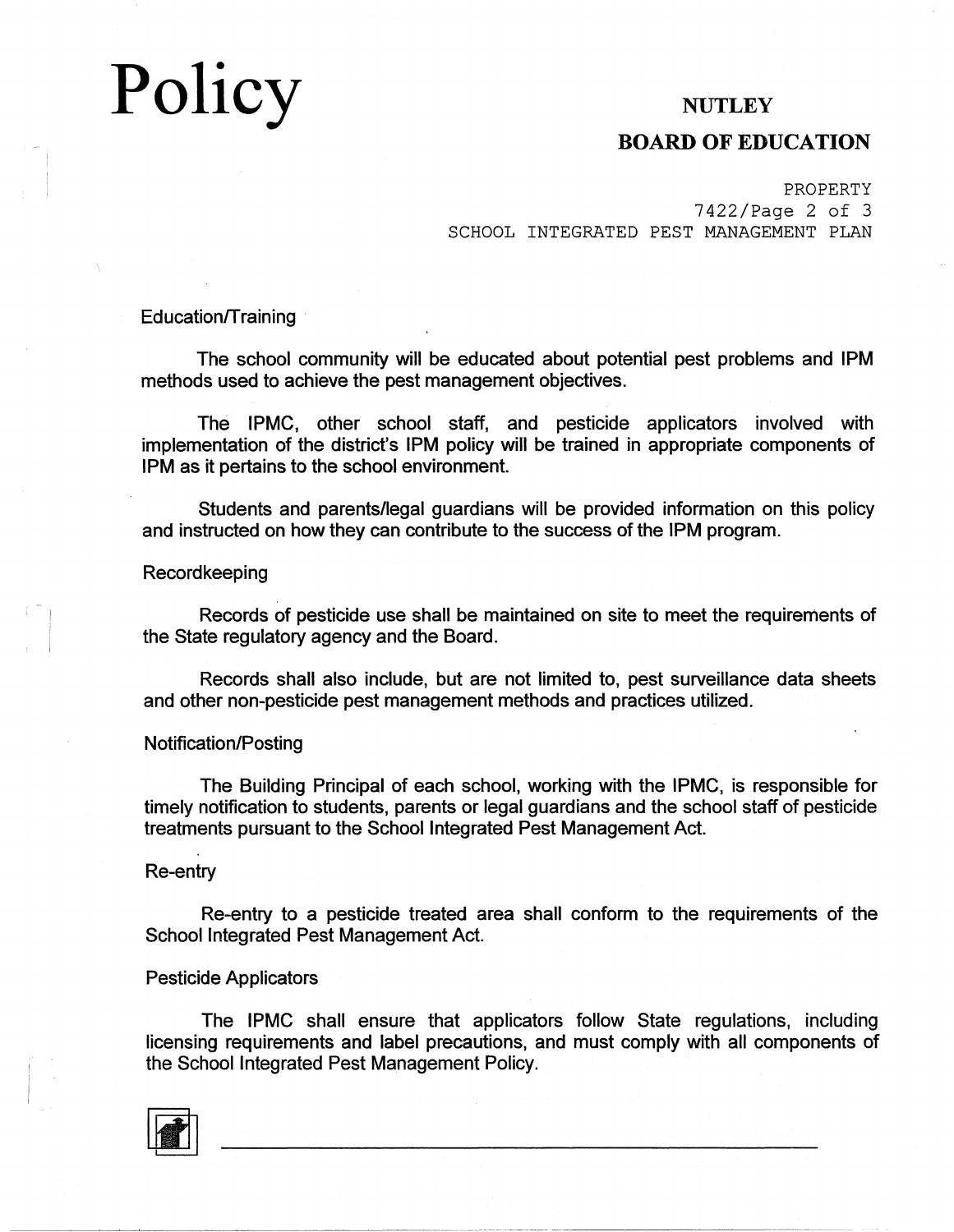## Education/Training

The school community will be educated about potential pest problems and IPM methods used to achieve the pest management objectives.

The IPMC, other school staff, and pesticide applicators involved with implementation of the district's IPM policy will be trained in appropriate components of IPM as it pertains to the school environment.

Students and parents/legal guardians will be provided information on this policy and instructed on how they can contribute to the success of the IPM program.

## Recordkeeping

Records of pesticide use shall be maintained on site to meet the requirements of the State regulatory agency and the Board.

Records shall also include, but are not limited to, pest surveillance data sheets and other non-pesticide pest management methods and practices utilized.

## Notification/Posting

The Building Principal of each school, working with the IPMC, is responsible for timely notification to students, parents or legal guardians and the school staff of pesticide treatments pursuant to the School Integrated Pest Management Act.

## Re-entry

Re-entry to a pesticide treated area shall conform to the requirements of the School Integrated Pest Management Act.

## Pesticide Applicators

The IPMC shall ensure that applicators follow State regulations, including licensing requirements and label precautions, and must comply with all components of the School Integrated Pest Management Policy.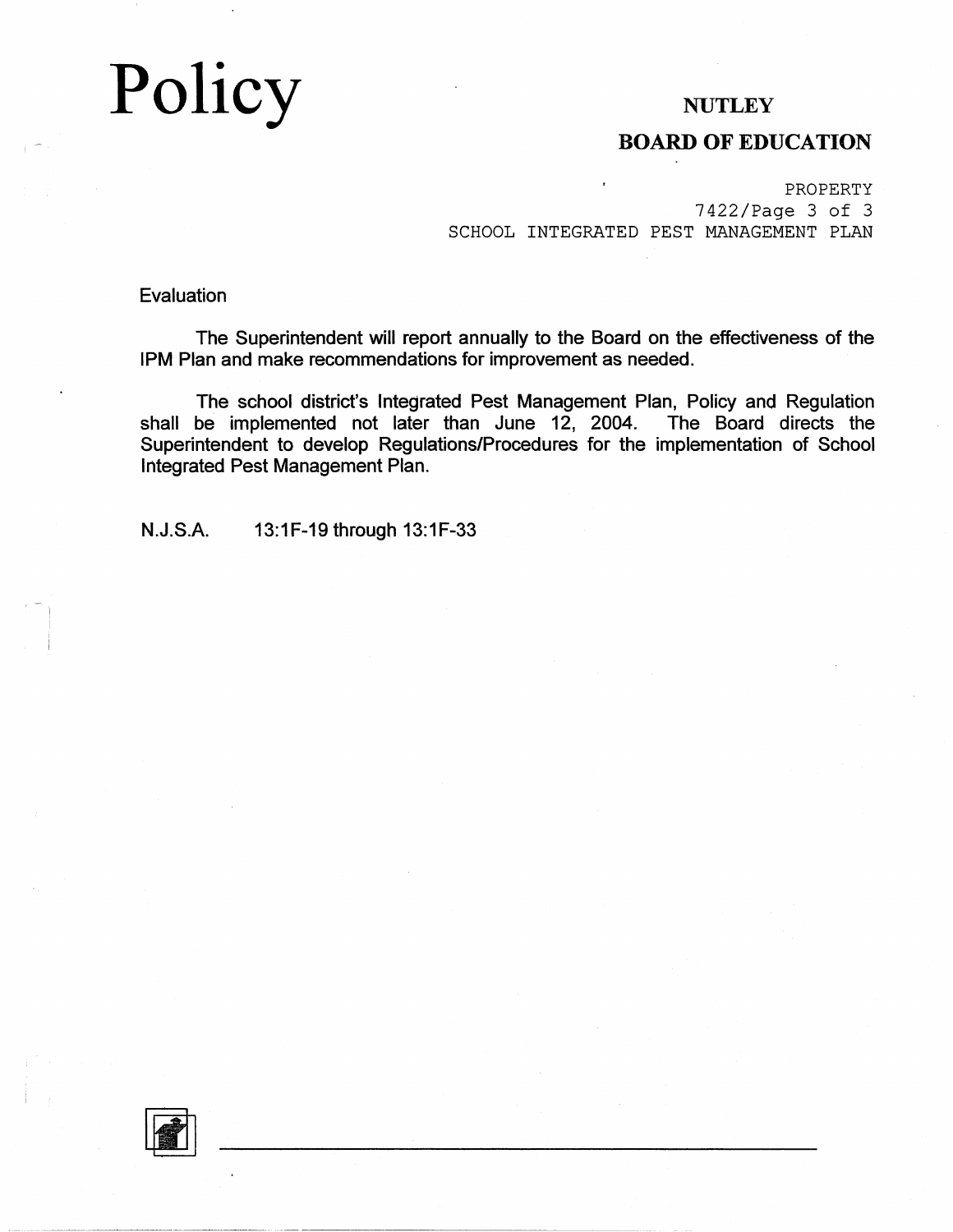## Evaluation

The Superintendent will report annually to the Board on the effectiveness of the IPM Plan and make recommendations for improvement as needed.

The school district's Integrated Pest Management Plan, Policy and Regulation shall be implemented not later than June 12, 2004. The Board directs the Superintendent to develop Regulations/Procedures for the implementation of School Integrated Pest Management Plan.

N.J.S.A. 13:1F-19 through 13:1F-33